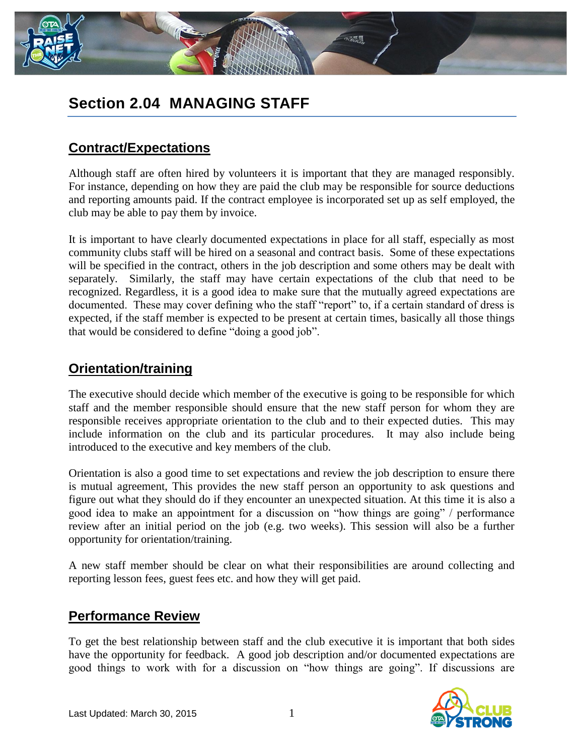# Section 2.04 MANAGING STAFF

## Contract/Expectations

Although staff are often hired by volunteers it is important that they are managed responsibly. For instance, depending on how they are paid the club may be responsible for source deductions and reporting amounts paid. If the contract employee is incorporated set up as self employed, the club may be able to pay them by invoice.

It is important to have clearly documented expectations in place for all staff, especially as most community clubs staff will be hired on a seasonal and contract basis. Some of these expectations will be specified in the contract, others in the job description and some others may be dealt with separately. Similarly, the staff may have certain expectations of the club that need to be recognized. Regardless, it is a good idea to make sure that the mutually agreed expectations are documented. These may cover defining who the staff "report" to, if a certain standard of dress is expected, if the staff member is expected to be present at certain times, basically all those things that would be considered to define "doing a good job".

## Orientation/training

The executive should decide which member of the executive is going to be responsible for which staff and the member responsible should ensure that the new staff person for whom they are responsible receives appropriate orientation to the club and to their expected duties. This may include information on the club and its particular procedures. It may also include being introduced to the executive and key members of the club.

Orientation is also a good time to set expectations and review the job description to ensure there is mutual agreement, This provides the new staff person an opportunity to ask questions and figure out what they should do if they encounter an unexpected situation. At this time it is also a good idea to make an appointment for a discussion on "how things are going" / performance review after an initial period on the job (e.g. two weeks). This session will also be a further opportunity for orientation/training.

A new staff member should be clear on what their responsibilities are around collecting and reporting lesson fees, guest fees etc. and how they will get paid.

## Performance Review

To get the best relationship between staff and the club executive it is important that both sides have the opportunity for feedback. A good job description and/or documented expectations are good things to work with for a discussion on "how things are going". If discussions are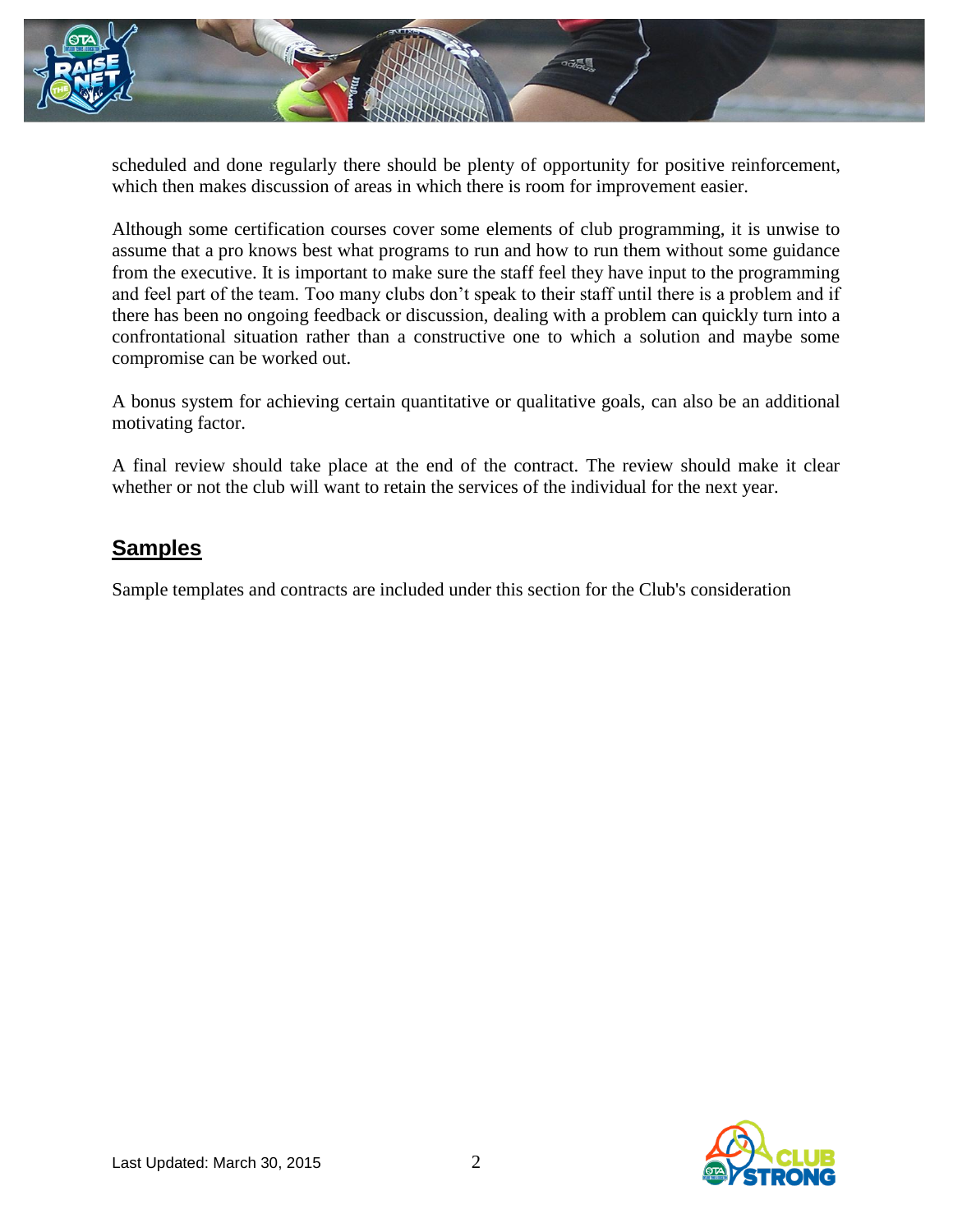scheduled and done regularly there should be plenty of opportunity for positive reinforcement, which then makes discussion of areas in which there is room for improvement easier.

Although some certification courses cover some elements of club programming, it is unwise to assume that a pro knows best what programs to run and how to run them without some guidance from the executive. It is important to make sure the staff feel they have input to the programming and feel part of the team. Too many clubs don't speak to their staff until there is a problem and if there has been no ongoing feedback or discussion, dealing with a problem can quickly turn into a confrontational situation rather than a constructive one to which a solution and maybe some compromise can be worked out.

A bonus system for achieving certain quantitative or qualitative goals, can also be an additional motivating factor.

A final review should take place at the end of the contract. The review should make it clear whether or not the club will want to retain the services of the individual for the next year.

## Samples

Sample templates and contracts are included under this section for the Club's consideration